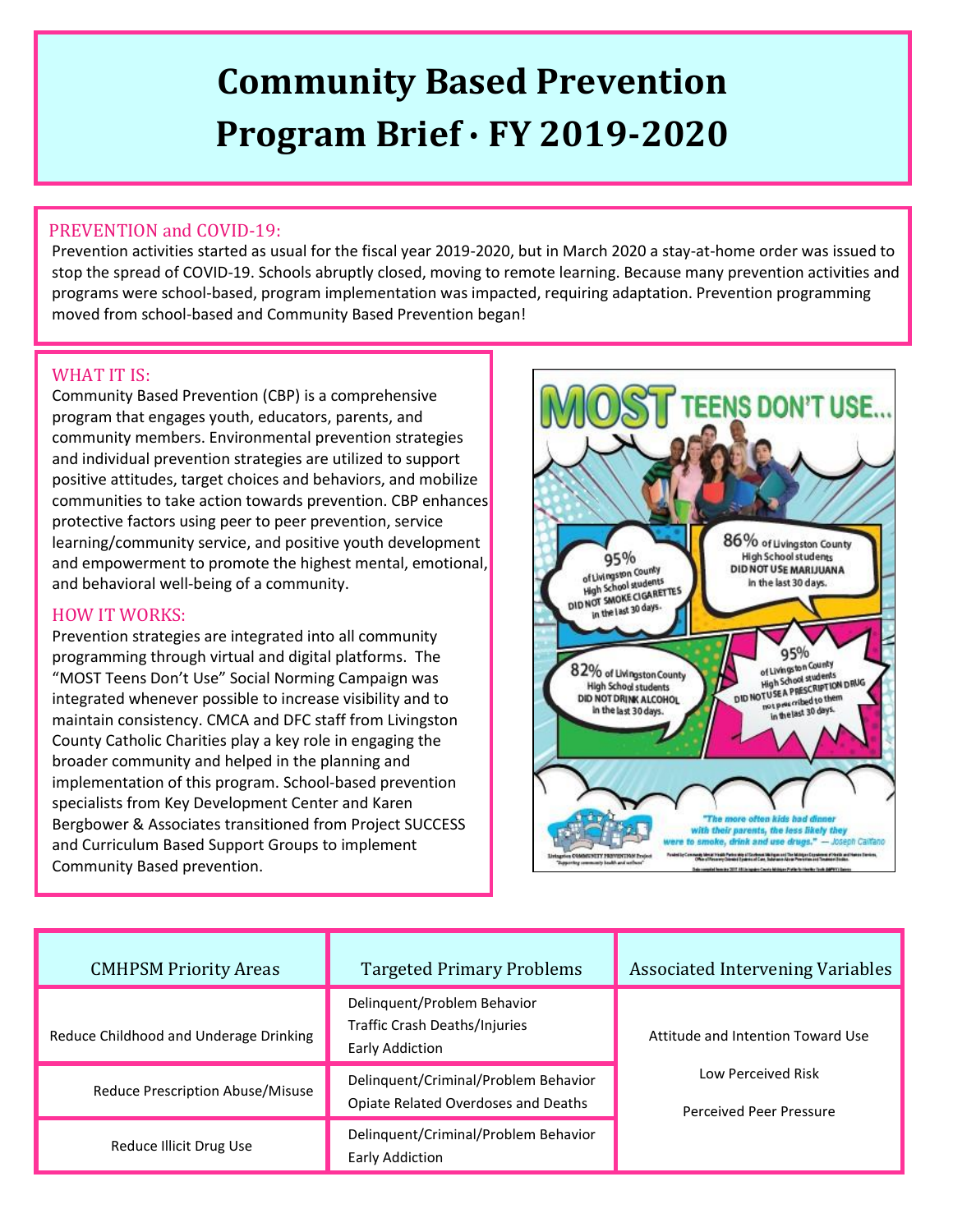# Community Based Prevention Program Brief · FY 2019-2020

## PREVENTION and COVID-19:

Prevention activities started as usual for the fiscal year 2019-2020, but in March 2020 a stay-at-home order was issued to stop the spread of COVID-19. Schools abruptly closed, moving to remote learning. Because many prevention activities and programs were school-based, program implementation was impacted, requiring adaptation. Prevention programming moved from school-based and Community Based Prevention began!

## WHAT IT IS:

Community Based Prevention (CBP) is a comprehensive program that engages youth, educators, parents, and community members. Environmental prevention strategies and individual prevention strategies are utilized to support positive attitudes, target choices and behaviors, and mobilize communities to take action towards prevention. CBP enhances protective factors using peer to peer prevention, service learning/community service, and positive youth development and empowerment to promote the highest mental, emotional, and behavioral well-being of a community.

## HOW IT WORKS:

Prevention strategies are integrated into all community programming through virtual and digital platforms. The "MOST Teens Don't Use" Social Norming Campaign was integrated whenever possible to increase visibility and to maintain consistency. CMCA and DFC staff from Livingston County Catholic Charities play a key role in engaging the broader community and helped in the planning and implementation of this program. School-based prevention specialists from Key Development Center and Karen Bergbower & Associates transitioned from Project SUCCESS and Curriculum Based Support Groups to implement Community Based prevention.

| CMHPSM Priority Areas | Targeted Primary Problems | Associated Intervening Variables |
|---|---|---|
| Reduce Childhood and Underage Drinking | Delinquent/Problem Behavior<br>Traffic Crash Deaths/Injuries<br>Early Addiction | Attitude and Intention Toward Use<br>Low Perceived Risk<br>Perceived Peer Pressure |
| Reduce Prescription Abuse/Misuse | Delinquent/Criminal/Problem Behavior<br>Opiate Related Overdoses and Deaths | |
| Reduce Illicit Drug Use | Delinquent/Criminal/Problem Behavior<br>Early Addiction | |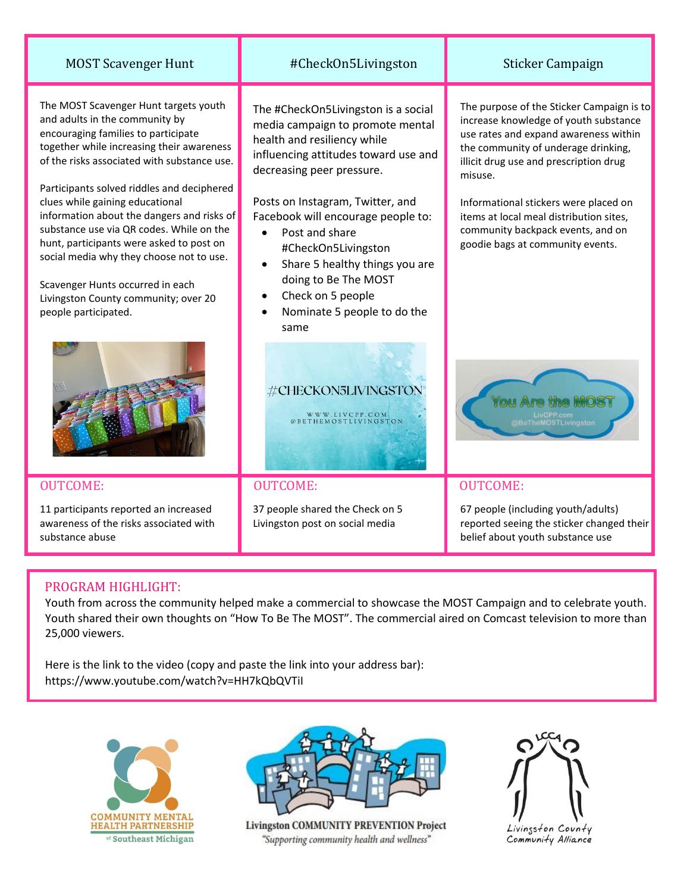## MOST Scavenger Hunt

The MOST Scavenger Hunt targets youth and adults in the community by encouraging families to participate together while increasing their awareness of the risks associated with substance use.

Participants solved riddles and deciphered clues while gaining educational information about the dangers and risks of substance use via QR codes. While on the hunt, participants were asked to post on social media why they choose not to use.

Scavenger Hunts occurred in each Livingston County community; over 20 people participated.

OUTCOME:

11 participants reported an increased awareness of the risks associated with substance abuse

## #CheckOn5Livingston

The #CheckOn5Livingston is a social media campaign to promote mental health and resiliency while influencing attitudes toward use and decreasing peer pressure.

Posts on Instagram, Twitter, and Facebook will encourage people to:

- Post and share #CheckOn5Livingston
- Share 5 healthy things you are doing to Be The MOST
- Check on 5 people
- Nominate 5 people to do the same

#CHECKON5LIVINGSTON

WWW.LIVCPP.COM
@BETHEMOSTLIVINGSTON

OUTCOME:

37 people shared the Check on 5 Livingston post on social media

## Sticker Campaign

The purpose of the Sticker Campaign is to increase knowledge of youth substance use rates and expand awareness within the community of underage drinking, illicit drug use and prescription drug misuse.

Informational stickers were placed on items at local meal distribution sites, community backpack events, and on goodie bags at community events.

You Are the MOST
LivCPP.com
@BeTheMOSTLivingston

OUTCOME:

67 people (including youth/adults) reported seeing the sticker changed their belief about youth substance use

## PROGRAM HIGHLIGHT:

Youth from across the community helped make a commercial to showcase the MOST Campaign and to celebrate youth. Youth shared their own thoughts on "How To Be The MOST". The commercial aired on Comcast television to more than 25,000 viewers.

Here is the link to the video (copy and paste the link into your address bar):
https://www.youtube.com/watch?v=HH7kQbQVTiI

COMMUNITY MENTAL HEALTH PARTNERSHIP of Southeast Michigan

Livingston COMMUNITY PREVENTION Project
"Supporting community health and wellness"

LCCA
Livingston County Community Alliance